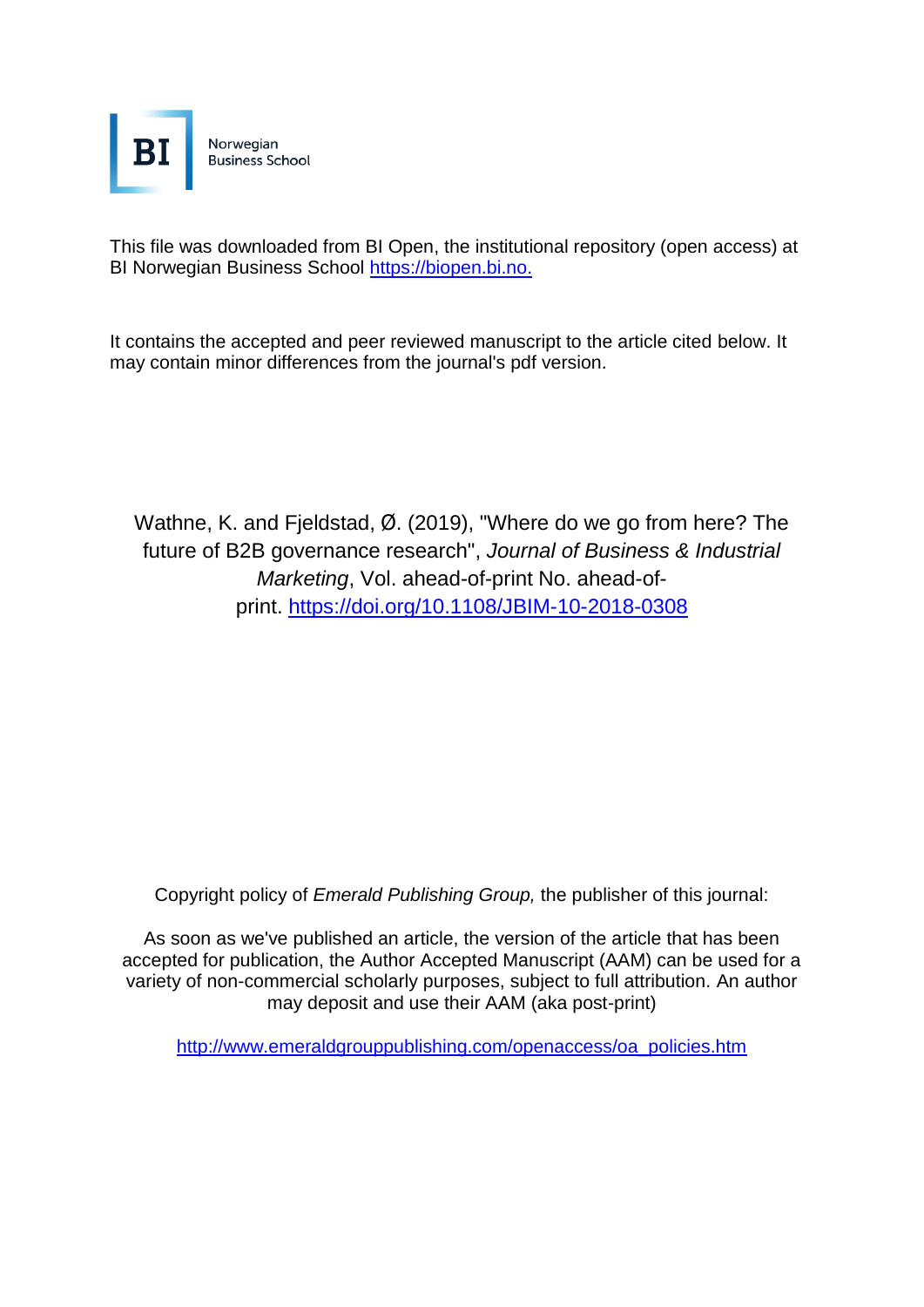Norwegian Business School

This file was downloaded from BI Open, the institutional repository (open access) at BI Norwegian Business School https://biopen.bi.no.

It contains the accepted and peer reviewed manuscript to the article cited below. It may contain minor differences from the journal's pdf version.

Wathne, K. and Fjeldstad, Ø. (2019), "Where do we go from here? The future of B2B governance research", *Journal of Business & Industrial Marketing*, Vol. ahead-of-print No. ahead-of-print. https://doi.org/10.1108/JBIM-10-2018-0308

Copyright policy of *Emerald Publishing Group,* the publisher of this journal:

As soon as we've published an article, the version of the article that has been accepted for publication, the Author Accepted Manuscript (AAM) can be used for a variety of non-commercial scholarly purposes, subject to full attribution. An author may deposit and use their AAM (aka post-print)

http://www.emeraldgrouppublishing.com/openaccess/oa_policies.htm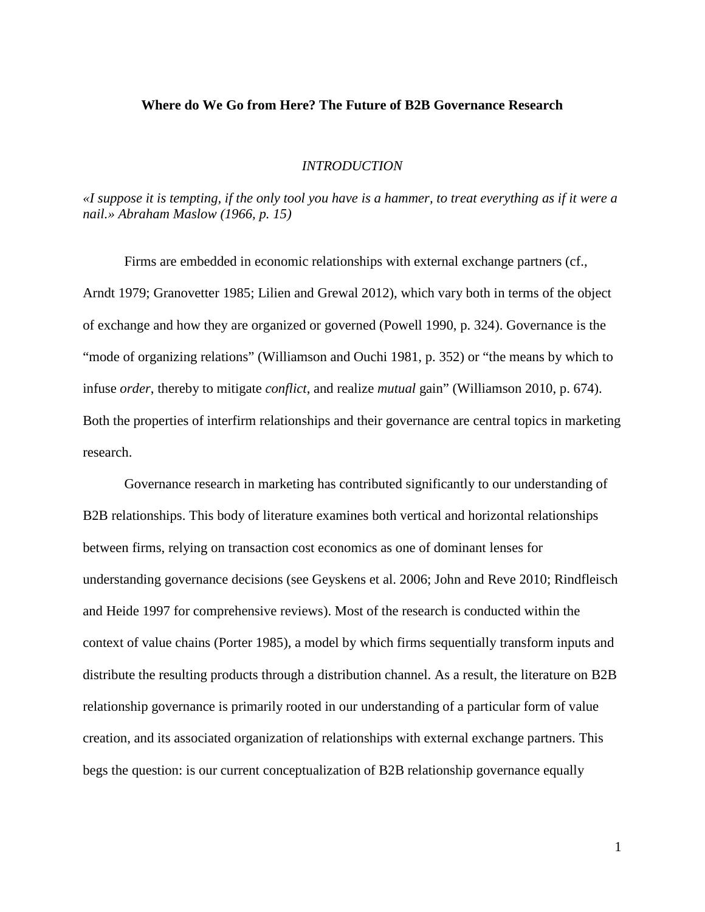**Where do We Go from Here? The Future of B2B Governance Research**

*INTRODUCTION*

*«I suppose it is tempting, if the only tool you have is a hammer, to treat everything as if it were a nail.» Abraham Maslow (1966, p. 15)*

Firms are embedded in economic relationships with external exchange partners (cf., Arndt 1979; Granovetter 1985; Lilien and Grewal 2012), which vary both in terms of the object of exchange and how they are organized or governed (Powell 1990, p. 324). Governance is the "mode of organizing relations" (Williamson and Ouchi 1981, p. 352) or "the means by which to infuse *order*, thereby to mitigate *conflict*, and realize *mutual* gain" (Williamson 2010, p. 674). Both the properties of interfirm relationships and their governance are central topics in marketing research.

Governance research in marketing has contributed significantly to our understanding of B2B relationships. This body of literature examines both vertical and horizontal relationships between firms, relying on transaction cost economics as one of dominant lenses for understanding governance decisions (see Geyskens et al. 2006; John and Reve 2010; Rindfleisch and Heide 1997 for comprehensive reviews). Most of the research is conducted within the context of value chains (Porter 1985), a model by which firms sequentially transform inputs and distribute the resulting products through a distribution channel. As a result, the literature on B2B relationship governance is primarily rooted in our understanding of a particular form of value creation, and its associated organization of relationships with external exchange partners. This begs the question: is our current conceptualization of B2B relationship governance equally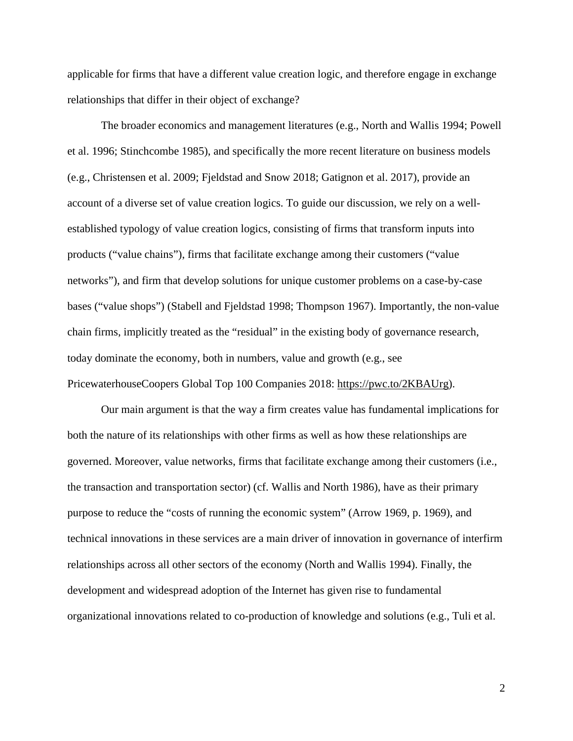applicable for firms that have a different value creation logic, and therefore engage in exchange relationships that differ in their object of exchange?

The broader economics and management literatures (e.g., North and Wallis 1994; Powell et al. 1996; Stinchcombe 1985), and specifically the more recent literature on business models (e.g., Christensen et al. 2009; Fjeldstad and Snow 2018; Gatignon et al. 2017), provide an account of a diverse set of value creation logics. To guide our discussion, we rely on a well-established typology of value creation logics, consisting of firms that transform inputs into products ("value chains"), firms that facilitate exchange among their customers ("value networks"), and firm that develop solutions for unique customer problems on a case-by-case bases ("value shops") (Stabell and Fjeldstad 1998; Thompson 1967). Importantly, the non-value chain firms, implicitly treated as the "residual" in the existing body of governance research, today dominate the economy, both in numbers, value and growth (e.g., see PricewaterhouseCoopers Global Top 100 Companies 2018: https://pwc.to/2KBAUrg).

Our main argument is that the way a firm creates value has fundamental implications for both the nature of its relationships with other firms as well as how these relationships are governed. Moreover, value networks, firms that facilitate exchange among their customers (i.e., the transaction and transportation sector) (cf. Wallis and North 1986), have as their primary purpose to reduce the "costs of running the economic system" (Arrow 1969, p. 1969), and technical innovations in these services are a main driver of innovation in governance of interfirm relationships across all other sectors of the economy (North and Wallis 1994). Finally, the development and widespread adoption of the Internet has given rise to fundamental organizational innovations related to co-production of knowledge and solutions (e.g., Tuli et al.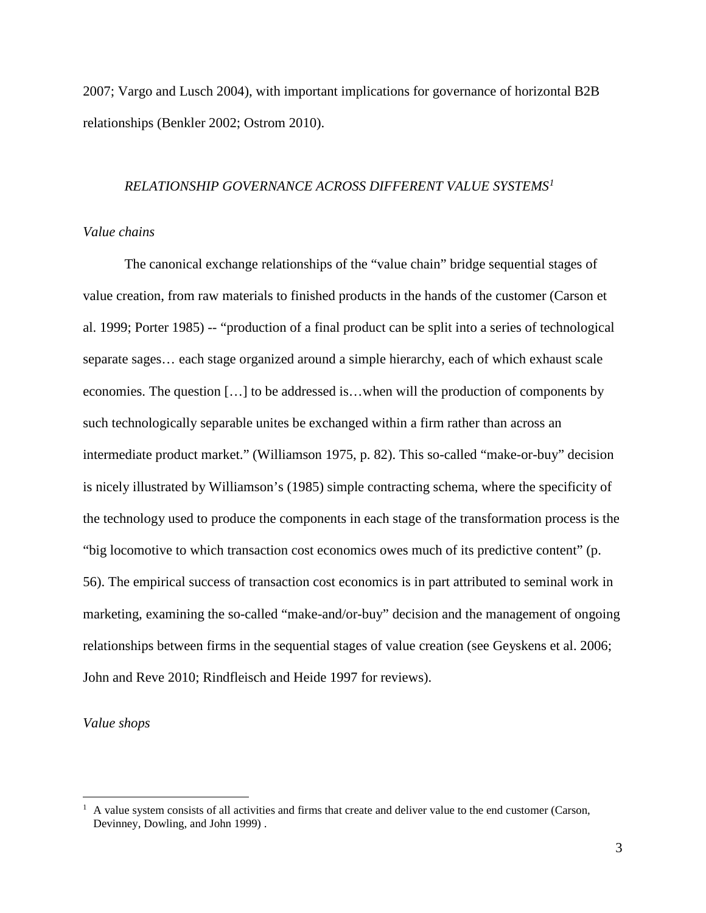2007; Vargo and Lusch 2004), with important implications for governance of horizontal B2B relationships (Benkler 2002; Ostrom 2010).

## *RELATIONSHIP GOVERNANCE ACROSS DIFFERENT VALUE SYSTEMS*[1]

### *Value chains*

The canonical exchange relationships of the "value chain" bridge sequential stages of value creation, from raw materials to finished products in the hands of the customer (Carson et al. 1999; Porter 1985) -- "production of a final product can be split into a series of technological separate sages… each stage organized around a simple hierarchy, each of which exhaust scale economies. The question […] to be addressed is…when will the production of components by such technologically separable unites be exchanged within a firm rather than across an intermediate product market." (Williamson 1975, p. 82). This so-called "make-or-buy" decision is nicely illustrated by Williamson's (1985) simple contracting schema, where the specificity of the technology used to produce the components in each stage of the transformation process is the "big locomotive to which transaction cost economics owes much of its predictive content" (p. 56). The empirical success of transaction cost economics is in part attributed to seminal work in marketing, examining the so-called "make-and/or-buy" decision and the management of ongoing relationships between firms in the sequential stages of value creation (see Geyskens et al. 2006; John and Reve 2010; Rindfleisch and Heide 1997 for reviews).

### *Value shops*

---

[1] A value system consists of all activities and firms that create and deliver value to the end customer (Carson, Devinney, Dowling, and John 1999) .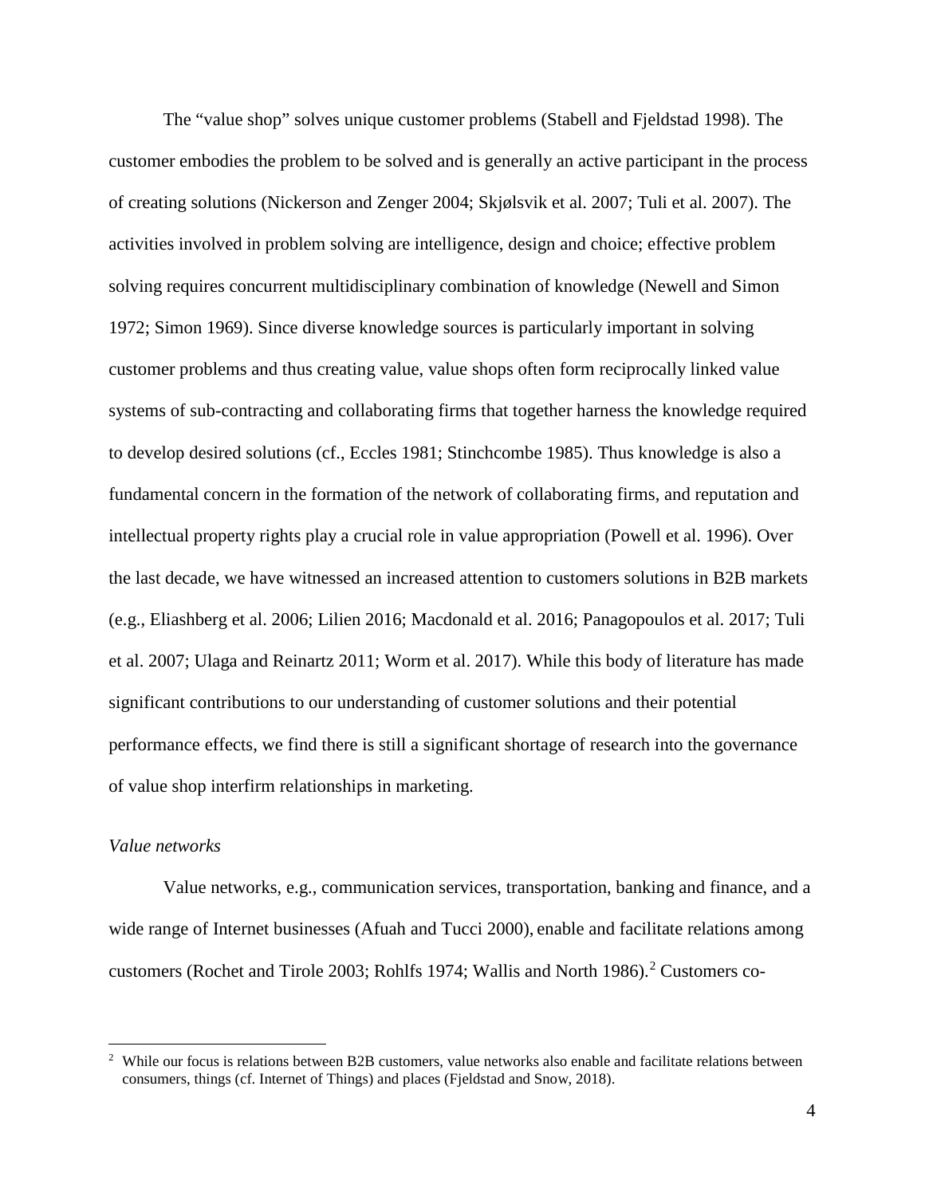The “value shop” solves unique customer problems (Stabell and Fjeldstad 1998). The customer embodies the problem to be solved and is generally an active participant in the process of creating solutions (Nickerson and Zenger 2004; Skjølsvik et al. 2007; Tuli et al. 2007). The activities involved in problem solving are intelligence, design and choice; effective problem solving requires concurrent multidisciplinary combination of knowledge (Newell and Simon 1972; Simon 1969). Since diverse knowledge sources is particularly important in solving customer problems and thus creating value, value shops often form reciprocally linked value systems of sub-contracting and collaborating firms that together harness the knowledge required to develop desired solutions (cf., Eccles 1981; Stinchcombe 1985). Thus knowledge is also a fundamental concern in the formation of the network of collaborating firms, and reputation and intellectual property rights play a crucial role in value appropriation (Powell et al. 1996). Over the last decade, we have witnessed an increased attention to customers solutions in B2B markets (e.g., Eliashberg et al. 2006; Lilien 2016; Macdonald et al. 2016; Panagopoulos et al. 2017; Tuli et al. 2007; Ulaga and Reinartz 2011; Worm et al. 2017). While this body of literature has made significant contributions to our understanding of customer solutions and their potential performance effects, we find there is still a significant shortage of research into the governance of value shop interfirm relationships in marketing.

*Value networks*

Value networks, e.g., communication services, transportation, banking and finance, and a wide range of Internet businesses (Afuah and Tucci 2000), enable and facilitate relations among customers (Rochet and Tirole 2003; Rohlfs 1974; Wallis and North 1986).[2] Customers co-

[2] While our focus is relations between B2B customers, value networks also enable and facilitate relations between consumers, things (cf. Internet of Things) and places (Fjeldstad and Snow, 2018).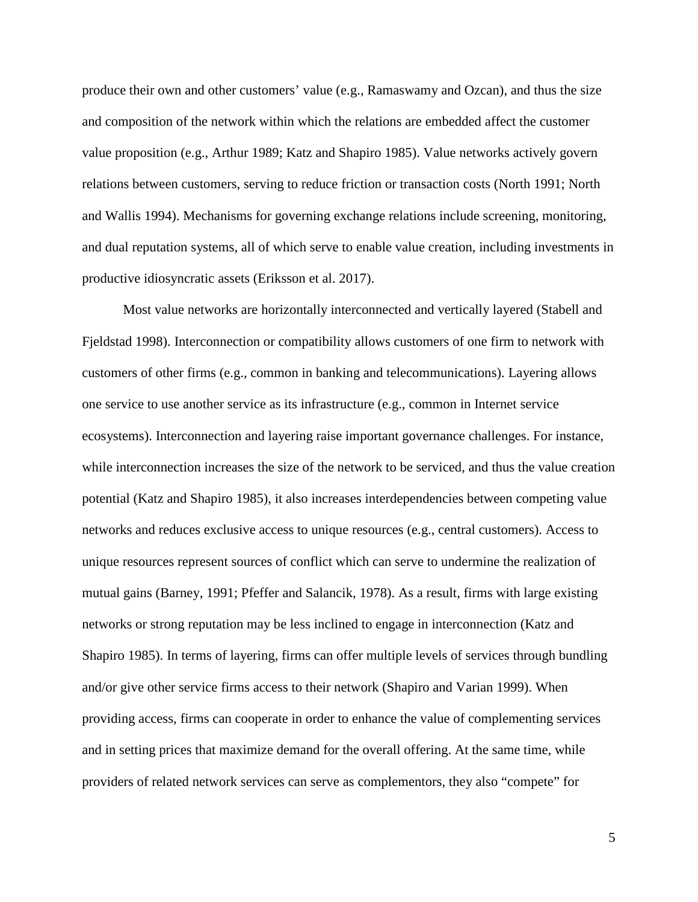produce their own and other customers' value (e.g., Ramaswamy and Ozcan), and thus the size and composition of the network within which the relations are embedded affect the customer value proposition (e.g., Arthur 1989; Katz and Shapiro 1985). Value networks actively govern relations between customers, serving to reduce friction or transaction costs (North 1991; North and Wallis 1994). Mechanisms for governing exchange relations include screening, monitoring, and dual reputation systems, all of which serve to enable value creation, including investments in productive idiosyncratic assets (Eriksson et al. 2017).

Most value networks are horizontally interconnected and vertically layered (Stabell and Fjeldstad 1998). Interconnection or compatibility allows customers of one firm to network with customers of other firms (e.g., common in banking and telecommunications). Layering allows one service to use another service as its infrastructure (e.g., common in Internet service ecosystems). Interconnection and layering raise important governance challenges. For instance, while interconnection increases the size of the network to be serviced, and thus the value creation potential (Katz and Shapiro 1985), it also increases interdependencies between competing value networks and reduces exclusive access to unique resources (e.g., central customers). Access to unique resources represent sources of conflict which can serve to undermine the realization of mutual gains (Barney, 1991; Pfeffer and Salancik, 1978). As a result, firms with large existing networks or strong reputation may be less inclined to engage in interconnection (Katz and Shapiro 1985). In terms of layering, firms can offer multiple levels of services through bundling and/or give other service firms access to their network (Shapiro and Varian 1999). When providing access, firms can cooperate in order to enhance the value of complementing services and in setting prices that maximize demand for the overall offering. At the same time, while providers of related network services can serve as complementors, they also "compete" for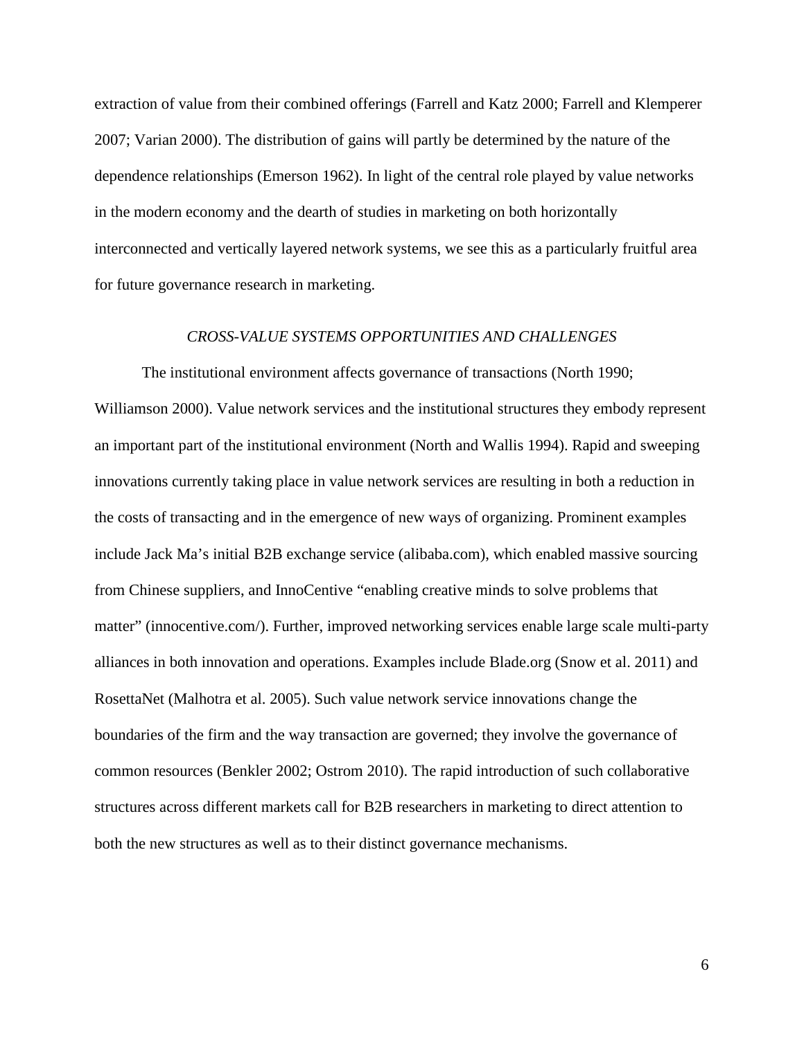extraction of value from their combined offerings (Farrell and Katz 2000; Farrell and Klemperer 2007; Varian 2000). The distribution of gains will partly be determined by the nature of the dependence relationships (Emerson 1962). In light of the central role played by value networks in the modern economy and the dearth of studies in marketing on both horizontally interconnected and vertically layered network systems, we see this as a particularly fruitful area for future governance research in marketing.

### *CROSS-VALUE SYSTEMS OPPORTUNITIES AND CHALLENGES*

The institutional environment affects governance of transactions (North 1990; Williamson 2000). Value network services and the institutional structures they embody represent an important part of the institutional environment (North and Wallis 1994). Rapid and sweeping innovations currently taking place in value network services are resulting in both a reduction in the costs of transacting and in the emergence of new ways of organizing. Prominent examples include Jack Ma's initial B2B exchange service (alibaba.com), which enabled massive sourcing from Chinese suppliers, and InnoCentive "enabling creative minds to solve problems that matter" (innocentive.com/). Further, improved networking services enable large scale multi-party alliances in both innovation and operations. Examples include Blade.org (Snow et al. 2011) and RosettaNet (Malhotra et al. 2005). Such value network service innovations change the boundaries of the firm and the way transaction are governed; they involve the governance of common resources (Benkler 2002; Ostrom 2010). The rapid introduction of such collaborative structures across different markets call for B2B researchers in marketing to direct attention to both the new structures as well as to their distinct governance mechanisms.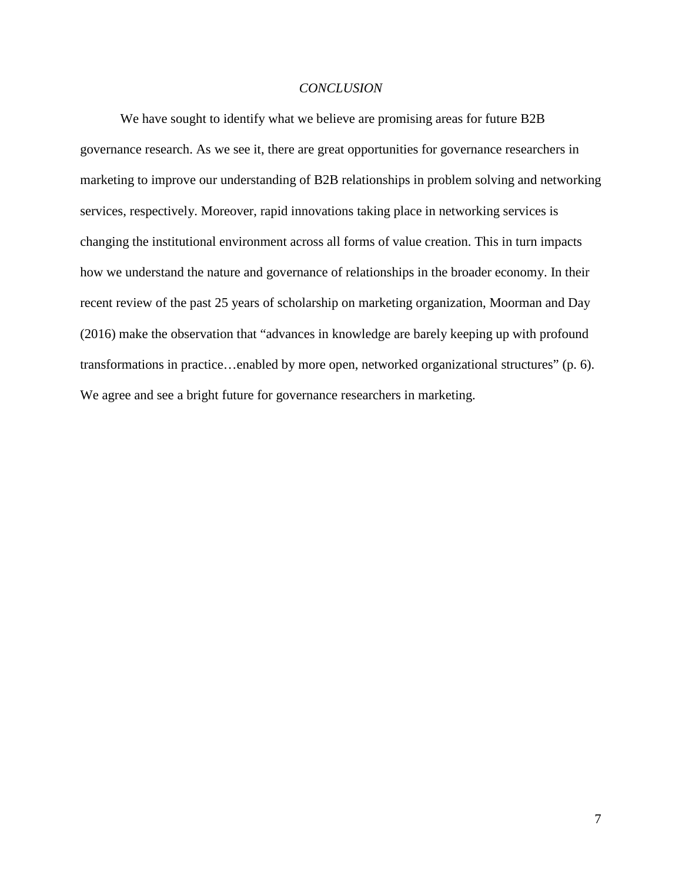## *CONCLUSION*

We have sought to identify what we believe are promising areas for future B2B governance research. As we see it, there are great opportunities for governance researchers in marketing to improve our understanding of B2B relationships in problem solving and networking services, respectively. Moreover, rapid innovations taking place in networking services is changing the institutional environment across all forms of value creation. This in turn impacts how we understand the nature and governance of relationships in the broader economy. In their recent review of the past 25 years of scholarship on marketing organization, Moorman and Day (2016) make the observation that "advances in knowledge are barely keeping up with profound transformations in practice…enabled by more open, networked organizational structures" (p. 6). We agree and see a bright future for governance researchers in marketing.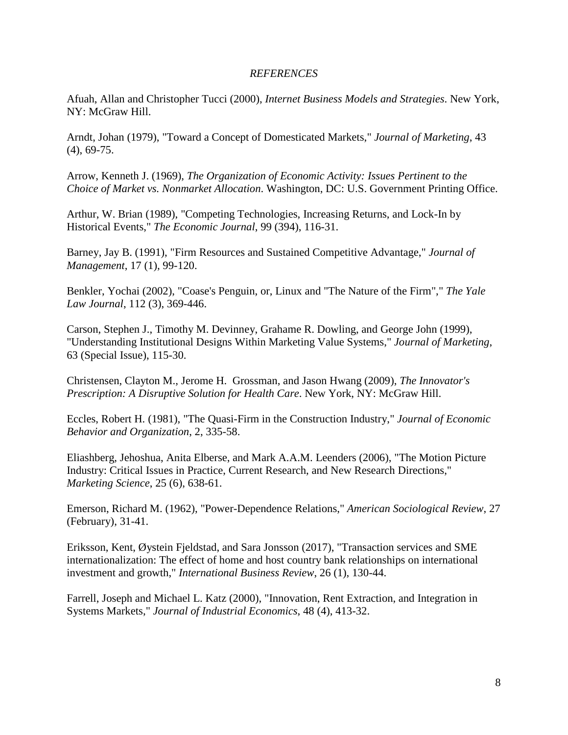*REFERENCES*

Afuah, Allan and Christopher Tucci (2000), *Internet Business Models and Strategies*. New York, NY: McGraw Hill.

Arndt, Johan (1979), "Toward a Concept of Domesticated Markets," *Journal of Marketing*, 43 (4), 69-75.

Arrow, Kenneth J. (1969), *The Organization of Economic Activity: Issues Pertinent to the Choice of Market vs. Nonmarket Allocation.* Washington, DC: U.S. Government Printing Office.

Arthur, W. Brian (1989), "Competing Technologies, Increasing Returns, and Lock-In by Historical Events," *The Economic Journal*, 99 (394), 116-31.

Barney, Jay B. (1991), "Firm Resources and Sustained Competitive Advantage," *Journal of Management*, 17 (1), 99-120.

Benkler, Yochai (2002), "Coase's Penguin, or, Linux and "The Nature of the Firm"," *The Yale Law Journal*, 112 (3), 369-446.

Carson, Stephen J., Timothy M. Devinney, Grahame R. Dowling, and George John (1999), "Understanding Institutional Designs Within Marketing Value Systems," *Journal of Marketing*, 63 (Special Issue), 115-30.

Christensen, Clayton M., Jerome H. Grossman, and Jason Hwang (2009), *The Innovator's Prescription: A Disruptive Solution for Health Care*. New York, NY: McGraw Hill.

Eccles, Robert H. (1981), "The Quasi-Firm in the Construction Industry," *Journal of Economic Behavior and Organization*, 2, 335-58.

Eliashberg, Jehoshua, Anita Elberse, and Mark A.A.M. Leenders (2006), "The Motion Picture Industry: Critical Issues in Practice, Current Research, and New Research Directions," *Marketing Science*, 25 (6), 638-61.

Emerson, Richard M. (1962), "Power-Dependence Relations," *American Sociological Review*, 27 (February), 31-41.

Eriksson, Kent, Øystein Fjeldstad, and Sara Jonsson (2017), "Transaction services and SME internationalization: The effect of home and host country bank relationships on international investment and growth," *International Business Review*, 26 (1), 130-44.

Farrell, Joseph and Michael L. Katz (2000), "Innovation, Rent Extraction, and Integration in Systems Markets," *Journal of Industrial Economics*, 48 (4), 413-32.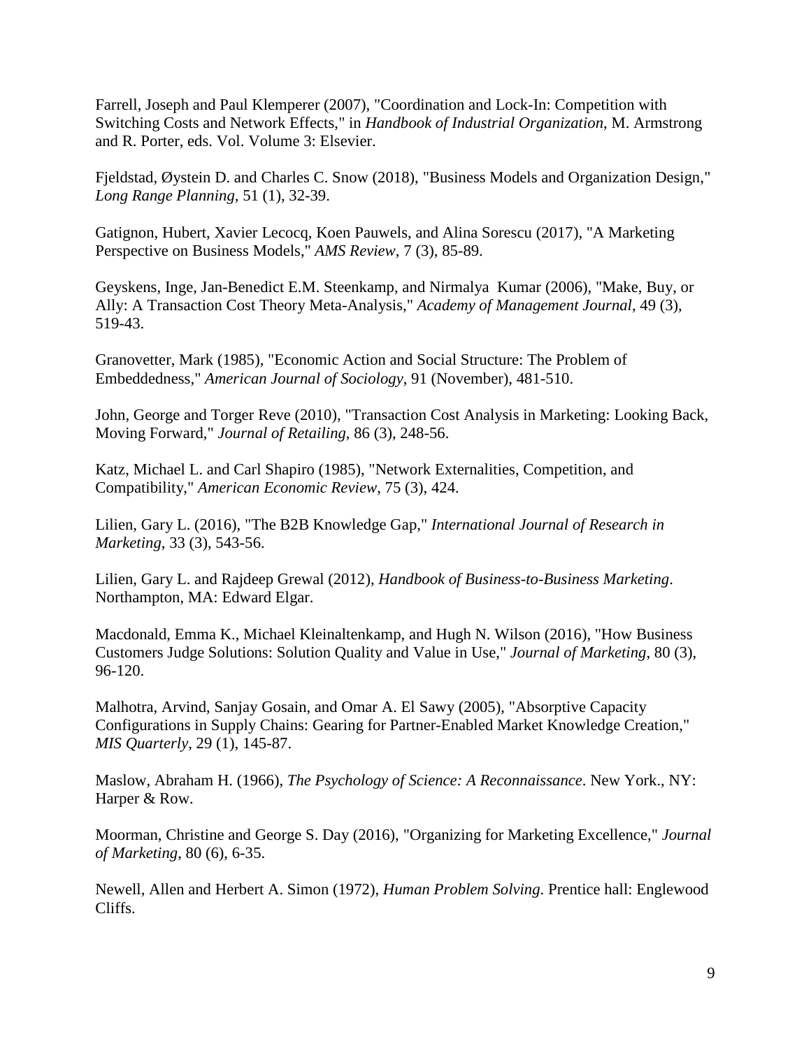Farrell, Joseph and Paul Klemperer (2007), "Coordination and Lock-In: Competition with Switching Costs and Network Effects," in *Handbook of Industrial Organization*, M. Armstrong and R. Porter, eds. Vol. Volume 3: Elsevier.

Fjeldstad, Øystein D. and Charles C. Snow (2018), "Business Models and Organization Design," *Long Range Planning*, 51 (1), 32-39.

Gatignon, Hubert, Xavier Lecocq, Koen Pauwels, and Alina Sorescu (2017), "A Marketing Perspective on Business Models," *AMS Review*, 7 (3), 85-89.

Geyskens, Inge, Jan-Benedict E.M. Steenkamp, and Nirmalya Kumar (2006), "Make, Buy, or Ally: A Transaction Cost Theory Meta-Analysis," *Academy of Management Journal*, 49 (3), 519-43.

Granovetter, Mark (1985), "Economic Action and Social Structure: The Problem of Embeddedness," *American Journal of Sociology*, 91 (November), 481-510.

John, George and Torger Reve (2010), "Transaction Cost Analysis in Marketing: Looking Back, Moving Forward," *Journal of Retailing*, 86 (3), 248-56.

Katz, Michael L. and Carl Shapiro (1985), "Network Externalities, Competition, and Compatibility," *American Economic Review*, 75 (3), 424.

Lilien, Gary L. (2016), "The B2B Knowledge Gap," *International Journal of Research in Marketing*, 33 (3), 543-56.

Lilien, Gary L. and Rajdeep Grewal (2012), *Handbook of Business-to-Business Marketing*. Northampton, MA: Edward Elgar.

Macdonald, Emma K., Michael Kleinaltenkamp, and Hugh N. Wilson (2016), "How Business Customers Judge Solutions: Solution Quality and Value in Use," *Journal of Marketing*, 80 (3), 96-120.

Malhotra, Arvind, Sanjay Gosain, and Omar A. El Sawy (2005), "Absorptive Capacity Configurations in Supply Chains: Gearing for Partner-Enabled Market Knowledge Creation," *MIS Quarterly*, 29 (1), 145-87.

Maslow, Abraham H. (1966), *The Psychology of Science: A Reconnaissance*. New York., NY: Harper & Row.

Moorman, Christine and George S. Day (2016), "Organizing for Marketing Excellence," *Journal of Marketing*, 80 (6), 6-35.

Newell, Allen and Herbert A. Simon (1972), *Human Problem Solving*. Prentice hall: Englewood Cliffs.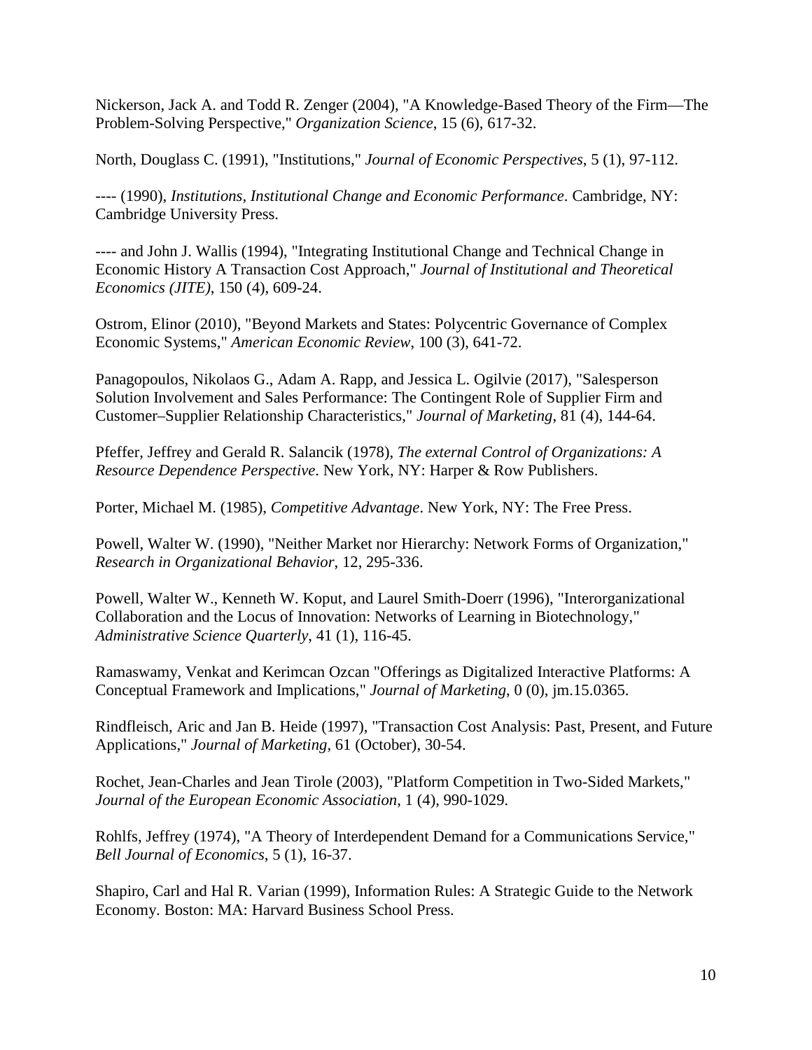Nickerson, Jack A. and Todd R. Zenger (2004), "A Knowledge-Based Theory of the Firm—The Problem-Solving Perspective," *Organization Science*, 15 (6), 617-32.

North, Douglass C. (1991), "Institutions," *Journal of Economic Perspectives*, 5 (1), 97-112.

---- (1990), *Institutions, Institutional Change and Economic Performance*. Cambridge, NY: Cambridge University Press.

---- and John J. Wallis (1994), "Integrating Institutional Change and Technical Change in Economic History A Transaction Cost Approach," *Journal of Institutional and Theoretical Economics (JITE)*, 150 (4), 609-24.

Ostrom, Elinor (2010), "Beyond Markets and States: Polycentric Governance of Complex Economic Systems," *American Economic Review*, 100 (3), 641-72.

Panagopoulos, Nikolaos G., Adam A. Rapp, and Jessica L. Ogilvie (2017), "Salesperson Solution Involvement and Sales Performance: The Contingent Role of Supplier Firm and Customer–Supplier Relationship Characteristics," *Journal of Marketing*, 81 (4), 144-64.

Pfeffer, Jeffrey and Gerald R. Salancik (1978), *The external Control of Organizations: A Resource Dependence Perspective*. New York, NY: Harper & Row Publishers.

Porter, Michael M. (1985), *Competitive Advantage*. New York, NY: The Free Press.

Powell, Walter W. (1990), "Neither Market nor Hierarchy: Network Forms of Organization," *Research in Organizational Behavior*, 12, 295-336.

Powell, Walter W., Kenneth W. Koput, and Laurel Smith-Doerr (1996), "Interorganizational Collaboration and the Locus of Innovation: Networks of Learning in Biotechnology," *Administrative Science Quarterly*, 41 (1), 116-45.

Ramaswamy, Venkat and Kerimcan Ozcan "Offerings as Digitalized Interactive Platforms: A Conceptual Framework and Implications," *Journal of Marketing*, 0 (0), jm.15.0365.

Rindfleisch, Aric and Jan B. Heide (1997), "Transaction Cost Analysis: Past, Present, and Future Applications," *Journal of Marketing*, 61 (October), 30-54.

Rochet, Jean-Charles and Jean Tirole (2003), "Platform Competition in Two-Sided Markets," *Journal of the European Economic Association*, 1 (4), 990-1029.

Rohlfs, Jeffrey (1974), "A Theory of Interdependent Demand for a Communications Service," *Bell Journal of Economics*, 5 (1), 16-37.

Shapiro, Carl and Hal R. Varian (1999), Information Rules: A Strategic Guide to the Network Economy. Boston: MA: Harvard Business School Press.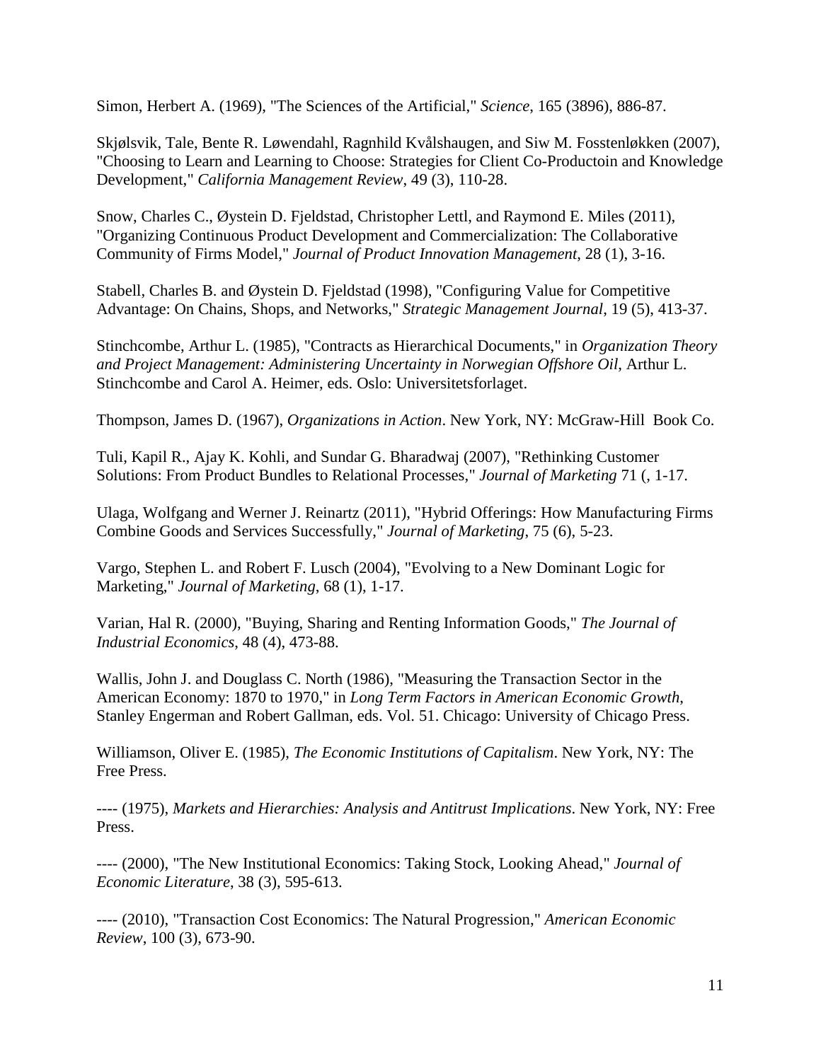Simon, Herbert A. (1969), "The Sciences of the Artificial," *Science*, 165 (3896), 886-87.

Skjølsvik, Tale, Bente R. Løwendahl, Ragnhild Kvålshaugen, and Siw M. Fosstenløkken (2007), "Choosing to Learn and Learning to Choose: Strategies for Client Co-Productoin and Knowledge Development," *California Management Review*, 49 (3), 110-28.

Snow, Charles C., Øystein D. Fjeldstad, Christopher Lettl, and Raymond E. Miles (2011), "Organizing Continuous Product Development and Commercialization: The Collaborative Community of Firms Model," *Journal of Product Innovation Management*, 28 (1), 3-16.

Stabell, Charles B. and Øystein D. Fjeldstad (1998), "Configuring Value for Competitive Advantage: On Chains, Shops, and Networks," *Strategic Management Journal*, 19 (5), 413-37.

Stinchcombe, Arthur L. (1985), "Contracts as Hierarchical Documents," in *Organization Theory and Project Management: Administering Uncertainty in Norwegian Offshore Oil*, Arthur L. Stinchcombe and Carol A. Heimer, eds. Oslo: Universitetsforlaget.

Thompson, James D. (1967), *Organizations in Action*. New York, NY: McGraw-Hill Book Co.

Tuli, Kapil R., Ajay K. Kohli, and Sundar G. Bharadwaj (2007), "Rethinking Customer Solutions: From Product Bundles to Relational Processes," *Journal of Marketing* 71 (, 1-17.

Ulaga, Wolfgang and Werner J. Reinartz (2011), "Hybrid Offerings: How Manufacturing Firms Combine Goods and Services Successfully," *Journal of Marketing*, 75 (6), 5-23.

Vargo, Stephen L. and Robert F. Lusch (2004), "Evolving to a New Dominant Logic for Marketing," *Journal of Marketing*, 68 (1), 1-17.

Varian, Hal R. (2000), "Buying, Sharing and Renting Information Goods," *The Journal of Industrial Economics*, 48 (4), 473-88.

Wallis, John J. and Douglass C. North (1986), "Measuring the Transaction Sector in the American Economy: 1870 to 1970," in *Long Term Factors in American Economic Growth*, Stanley Engerman and Robert Gallman, eds. Vol. 51. Chicago: University of Chicago Press.

Williamson, Oliver E. (1985), *The Economic Institutions of Capitalism*. New York, NY: The Free Press.

---- (1975), *Markets and Hierarchies: Analysis and Antitrust Implications*. New York, NY: Free Press.

---- (2000), "The New Institutional Economics: Taking Stock, Looking Ahead," *Journal of Economic Literature*, 38 (3), 595-613.

---- (2010), "Transaction Cost Economics: The Natural Progression," *American Economic Review*, 100 (3), 673-90.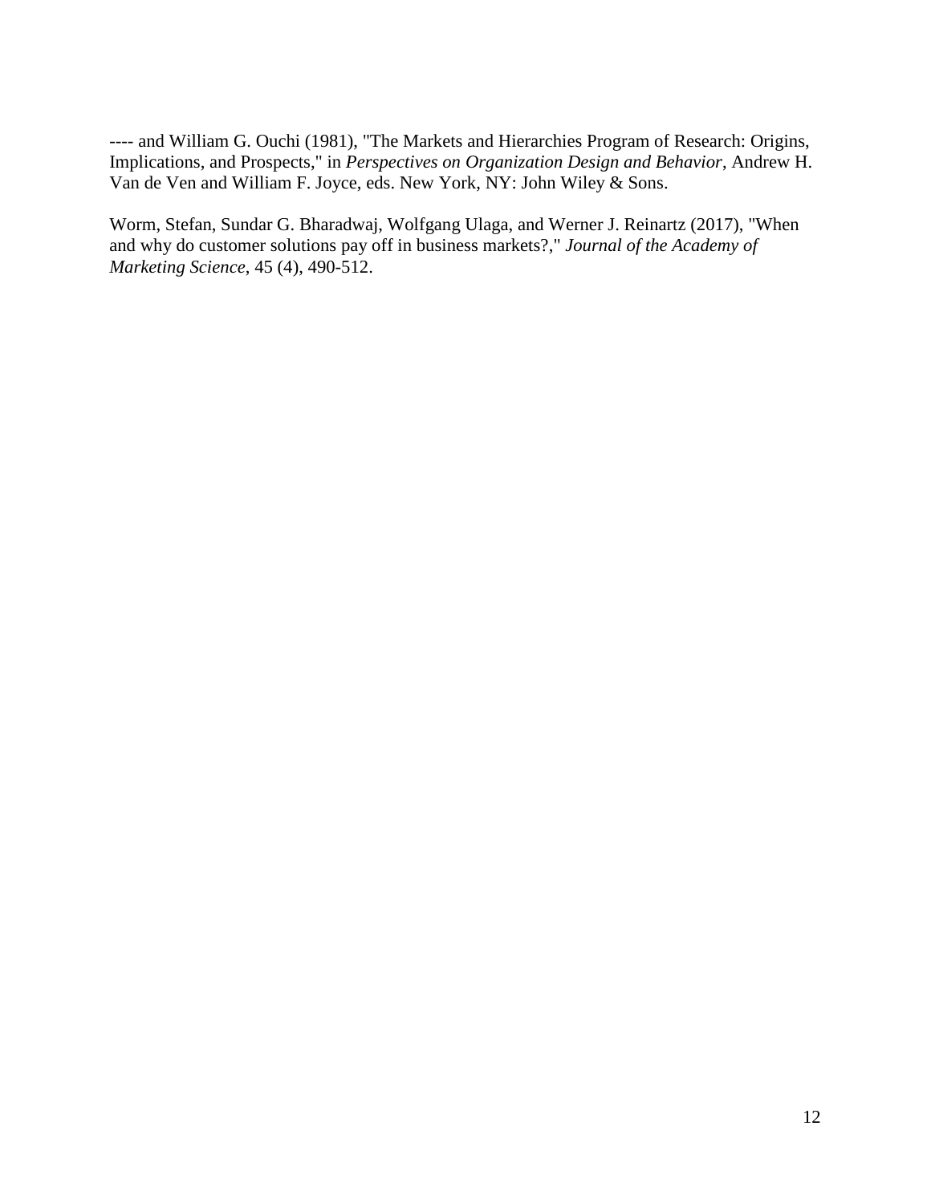---- and William G. Ouchi (1981), "The Markets and Hierarchies Program of Research: Origins, Implications, and Prospects," in *Perspectives on Organization Design and Behavior*, Andrew H. Van de Ven and William F. Joyce, eds. New York, NY: John Wiley & Sons.

Worm, Stefan, Sundar G. Bharadwaj, Wolfgang Ulaga, and Werner J. Reinartz (2017), "When and why do customer solutions pay off in business markets?," *Journal of the Academy of Marketing Science*, 45 (4), 490-512.